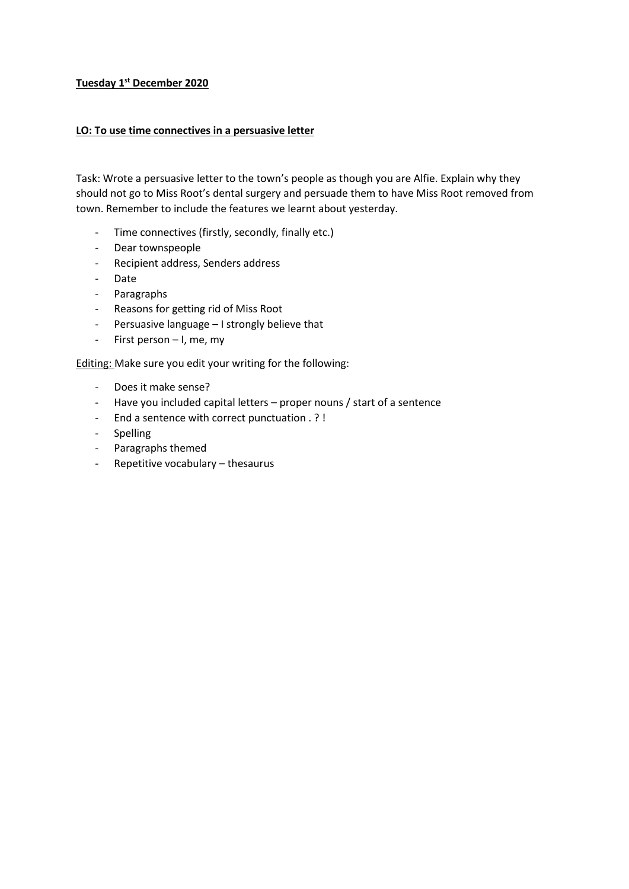**<u>Tuesday 1st December 2020</u>**

**<u>LO: To use time connectives in a persuasive letter</u>**

Task: Wrote a persuasive letter to the town's people as though you are Alfie. Explain why they should not go to Miss Root's dental surgery and persuade them to have Miss Root removed from town. Remember to include the features we learnt about yesterday.

- Time connectives (firstly, secondly, finally etc.)
- Dear townspeople
- Recipient address, Senders address
- Date
- Paragraphs
- Reasons for getting rid of Miss Root
- Persuasive language – I strongly believe that
- First person – I, me, my

<u>Editing:</u> Make sure you edit your writing for the following:

- Does it make sense?
- Have you included capital letters – proper nouns / start of a sentence
- End a sentence with correct punctuation . ? !
- Spelling
- Paragraphs themed
- Repetitive vocabulary – thesaurus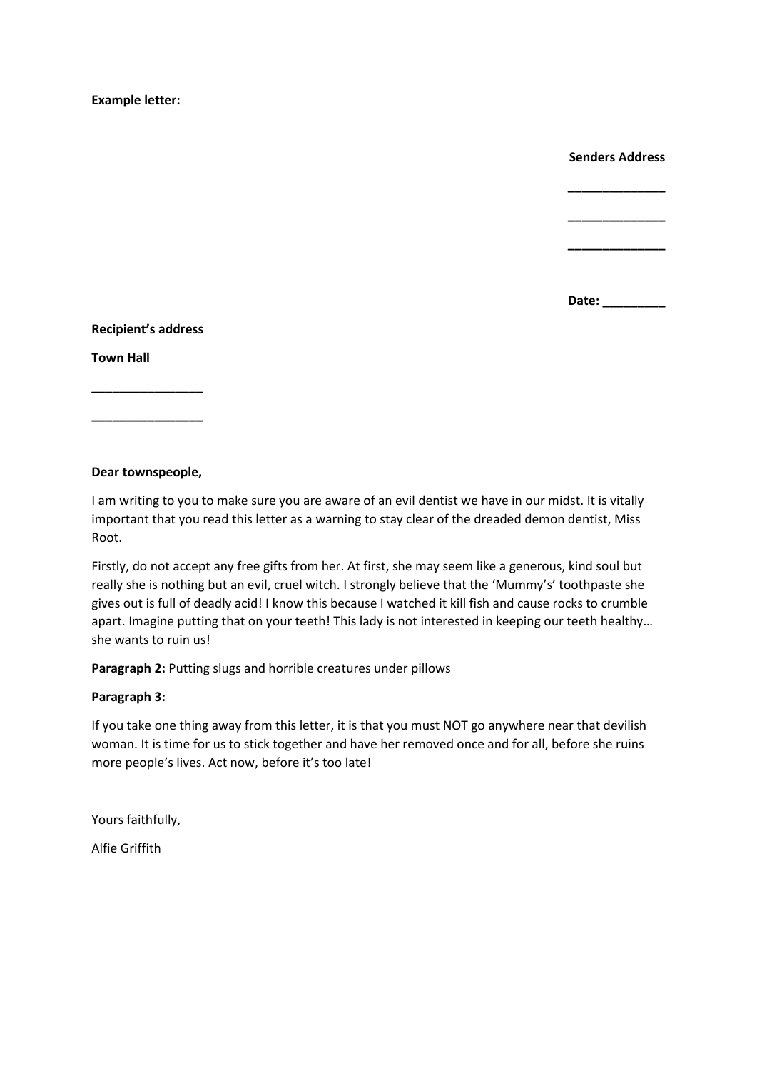**Example letter:**

**Senders Address**

______________

______________

______________

**Date: _________**

**Recipient's address**

**Town Hall**

________________

________________

**Dear townspeople,**

I am writing to you to make sure you are aware of an evil dentist we have in our midst. It is vitally important that you read this letter as a warning to stay clear of the dreaded demon dentist, Miss Root.

Firstly, do not accept any free gifts from her. At first, she may seem like a generous, kind soul but really she is nothing but an evil, cruel witch. I strongly believe that the 'Mummy's' toothpaste she gives out is full of deadly acid! I know this because I watched it kill fish and cause rocks to crumble apart. Imagine putting that on your teeth! This lady is not interested in keeping our teeth healthy… she wants to ruin us!

**Paragraph 2:** Putting slugs and horrible creatures under pillows

**Paragraph 3:**

If you take one thing away from this letter, it is that you must NOT go anywhere near that devilish woman. It is time for us to stick together and have her removed once and for all, before she ruins more people's lives. Act now, before it's too late!

Yours faithfully,

Alfie Griffith